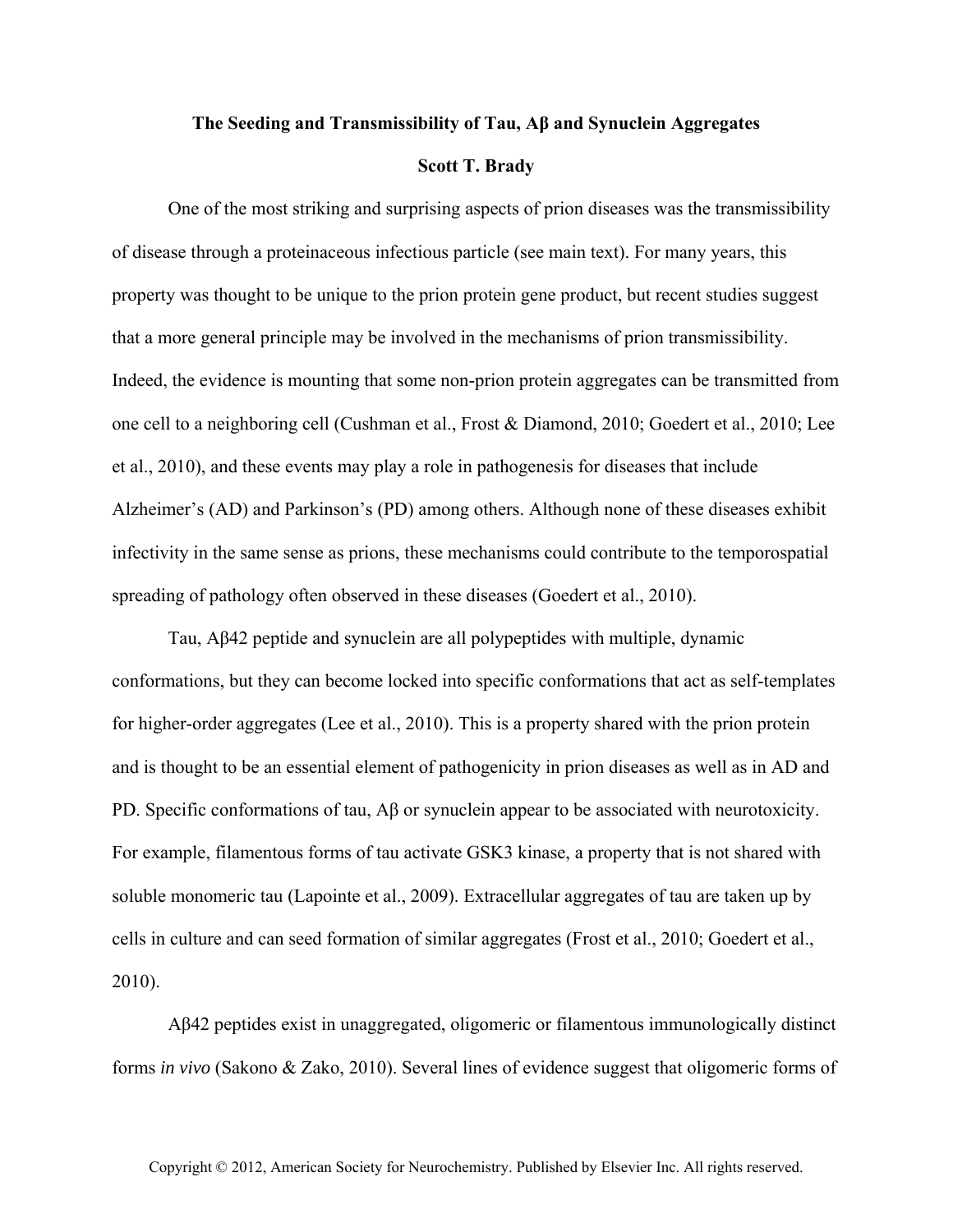# The Seeding and Transmissibility of Tau, Aβ and Synuclein Aggregates

**Scott T. Brady**

One of the most striking and surprising aspects of prion diseases was the transmissibility of disease through a proteinaceous infectious particle (see main text). For many years, this property was thought to be unique to the prion protein gene product, but recent studies suggest that a more general principle may be involved in the mechanisms of prion transmissibility. Indeed, the evidence is mounting that some non-prion protein aggregates can be transmitted from one cell to a neighboring cell (Cushman et al., Frost & Diamond, 2010; Goedert et al., 2010; Lee et al., 2010), and these events may play a role in pathogenesis for diseases that include Alzheimer's (AD) and Parkinson's (PD) among others. Although none of these diseases exhibit infectivity in the same sense as prions, these mechanisms could contribute to the temporospatial spreading of pathology often observed in these diseases (Goedert et al., 2010).

Tau, Aβ42 peptide and synuclein are all polypeptides with multiple, dynamic conformations, but they can become locked into specific conformations that act as self-templates for higher-order aggregates (Lee et al., 2010). This is a property shared with the prion protein and is thought to be an essential element of pathogenicity in prion diseases as well as in AD and PD. Specific conformations of tau, Aβ or synuclein appear to be associated with neurotoxicity. For example, filamentous forms of tau activate GSK3 kinase, a property that is not shared with soluble monomeric tau (Lapointe et al., 2009). Extracellular aggregates of tau are taken up by cells in culture and can seed formation of similar aggregates (Frost et al., 2010; Goedert et al., 2010).

Aβ42 peptides exist in unaggregated, oligomeric or filamentous immunologically distinct forms *in vivo* (Sakono & Zako, 2010). Several lines of evidence suggest that oligomeric forms of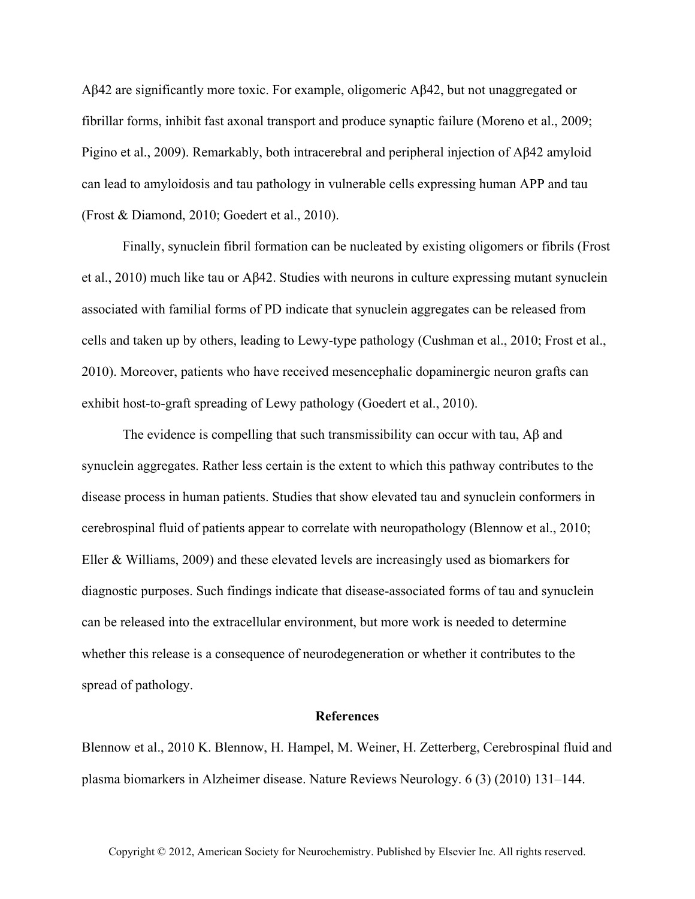Aβ42 are significantly more toxic. For example, oligomeric Aβ42, but not unaggregated or fibrillar forms, inhibit fast axonal transport and produce synaptic failure (Moreno et al., 2009; Pigino et al., 2009). Remarkably, both intracerebral and peripheral injection of Aβ42 amyloid can lead to amyloidosis and tau pathology in vulnerable cells expressing human APP and tau (Frost & Diamond, 2010; Goedert et al., 2010).

Finally, synuclein fibril formation can be nucleated by existing oligomers or fibrils (Frost et al., 2010) much like tau or Aβ42. Studies with neurons in culture expressing mutant synuclein associated with familial forms of PD indicate that synuclein aggregates can be released from cells and taken up by others, leading to Lewy-type pathology (Cushman et al., 2010; Frost et al., 2010). Moreover, patients who have received mesencephalic dopaminergic neuron grafts can exhibit host-to-graft spreading of Lewy pathology (Goedert et al., 2010).

The evidence is compelling that such transmissibility can occur with tau, Aβ and synuclein aggregates. Rather less certain is the extent to which this pathway contributes to the disease process in human patients. Studies that show elevated tau and synuclein conformers in cerebrospinal fluid of patients appear to correlate with neuropathology (Blennow et al., 2010; Eller & Williams, 2009) and these elevated levels are increasingly used as biomarkers for diagnostic purposes. Such findings indicate that disease-associated forms of tau and synuclein can be released into the extracellular environment, but more work is needed to determine whether this release is a consequence of neurodegeneration or whether it contributes to the spread of pathology.

**References**

Blennow et al., 2010 K. Blennow, H. Hampel, M. Weiner, H. Zetterberg, Cerebrospinal fluid and plasma biomarkers in Alzheimer disease. Nature Reviews Neurology. 6 (3) (2010) 131–144.

Copyright © 2012, American Society for Neurochemistry. Published by Elsevier Inc. All rights reserved.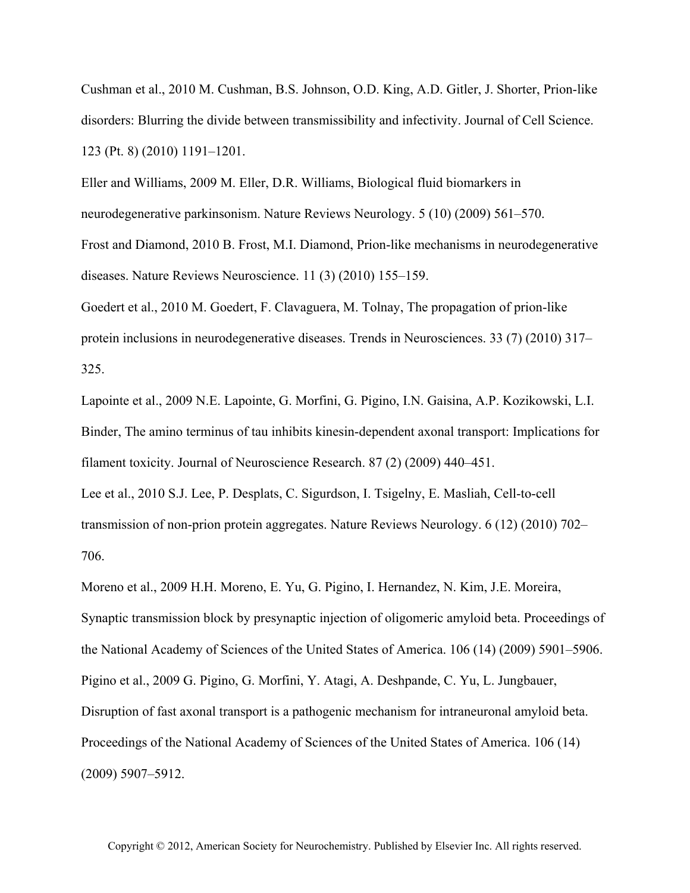Cushman et al., 2010 M. Cushman, B.S. Johnson, O.D. King, A.D. Gitler, J. Shorter, Prion-like disorders: Blurring the divide between transmissibility and infectivity. Journal of Cell Science. 123 (Pt. 8) (2010) 1191–1201.

Eller and Williams, 2009 M. Eller, D.R. Williams, Biological fluid biomarkers in neurodegenerative parkinsonism. Nature Reviews Neurology. 5 (10) (2009) 561–570.

Frost and Diamond, 2010 B. Frost, M.I. Diamond, Prion-like mechanisms in neurodegenerative diseases. Nature Reviews Neuroscience. 11 (3) (2010) 155–159.

Goedert et al., 2010 M. Goedert, F. Clavaguera, M. Tolnay, The propagation of prion-like protein inclusions in neurodegenerative diseases. Trends in Neurosciences. 33 (7) (2010) 317–325.

Lapointe et al., 2009 N.E. Lapointe, G. Morfini, G. Pigino, I.N. Gaisina, A.P. Kozikowski, L.I. Binder, The amino terminus of tau inhibits kinesin-dependent axonal transport: Implications for filament toxicity. Journal of Neuroscience Research. 87 (2) (2009) 440–451.

Lee et al., 2010 S.J. Lee, P. Desplats, C. Sigurdson, I. Tsigelny, E. Masliah, Cell-to-cell transmission of non-prion protein aggregates. Nature Reviews Neurology. 6 (12) (2010) 702–706.

Moreno et al., 2009 H.H. Moreno, E. Yu, G. Pigino, I. Hernandez, N. Kim, J.E. Moreira, Synaptic transmission block by presynaptic injection of oligomeric amyloid beta. Proceedings of the National Academy of Sciences of the United States of America. 106 (14) (2009) 5901–5906.

Pigino et al., 2009 G. Pigino, G. Morfini, Y. Atagi, A. Deshpande, C. Yu, L. Jungbauer, Disruption of fast axonal transport is a pathogenic mechanism for intraneuronal amyloid beta. Proceedings of the National Academy of Sciences of the United States of America. 106 (14) (2009) 5907–5912.

Copyright © 2012, American Society for Neurochemistry. Published by Elsevier Inc. All rights reserved.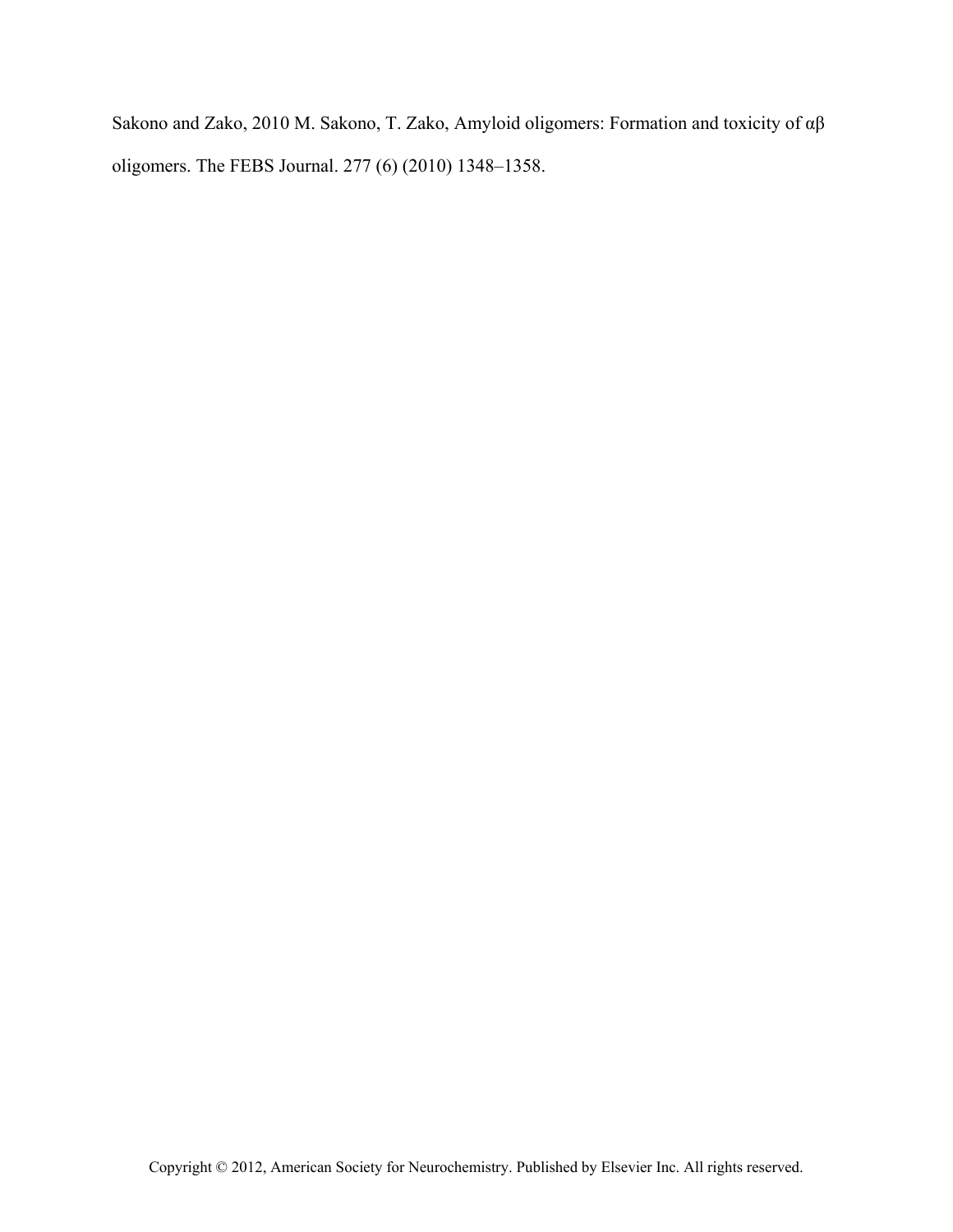Sakono and Zako, 2010 M. Sakono, T. Zako, Amyloid oligomers: Formation and toxicity of αβ oligomers. The FEBS Journal. 277 (6) (2010) 1348–1358.

Copyright © 2012, American Society for Neurochemistry. Published by Elsevier Inc. All rights reserved.